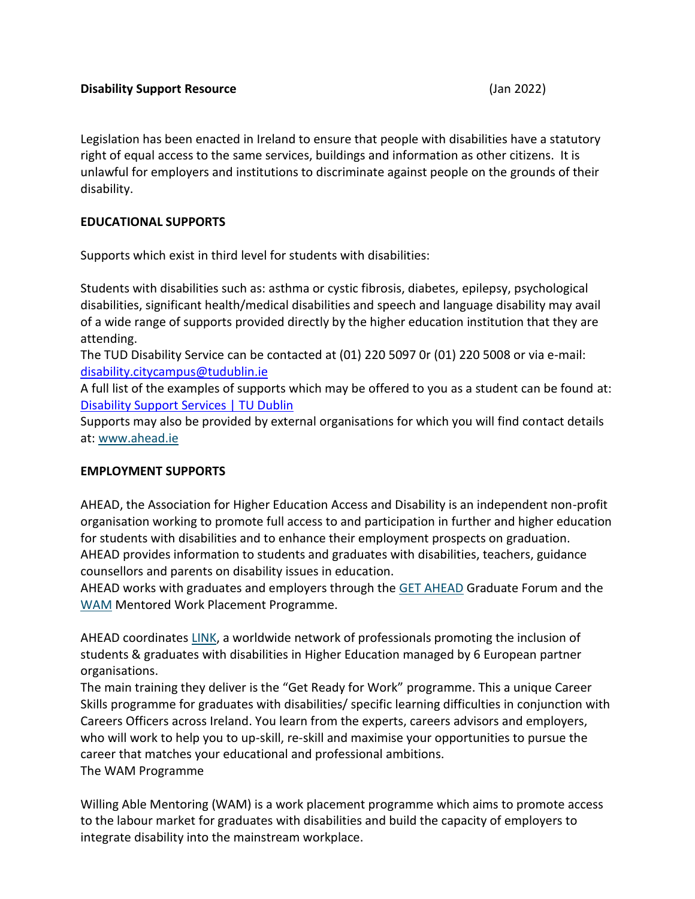**Disability Support Resource** (Jan 2022)

Legislation has been enacted in Ireland to ensure that people with disabilities have a statutory right of equal access to the same services, buildings and information as other citizens. It is unlawful for employers and institutions to discriminate against people on the grounds of their disability.

**EDUCATIONAL SUPPORTS**

Supports which exist in third level for students with disabilities:

Students with disabilities such as: asthma or cystic fibrosis, diabetes, epilepsy, psychological disabilities, significant health/medical disabilities and speech and language disability may avail of a wide range of supports provided directly by the higher education institution that they are attending.
The TUD Disability Service can be contacted at (01) 220 5097 0r (01) 220 5008 or via e-mail: [disability.citycampus@tudublin.ie](mailto:disability.citycampus@tudublin.ie)
A full list of the examples of supports which may be offered to you as a student can be found at: [Disability Support Services | TU Dublin]()
Supports may also be provided by external organisations for which you will find contact details at: [www.ahead.ie](http://www.ahead.ie)

**EMPLOYMENT SUPPORTS**

AHEAD, the Association for Higher Education Access and Disability is an independent non-profit organisation working to promote full access to and participation in further and higher education for students with disabilities and to enhance their employment prospects on graduation.
AHEAD provides information to students and graduates with disabilities, teachers, guidance counsellors and parents on disability issues in education.
AHEAD works with graduates and employers through the [GET AHEAD]() Graduate Forum and the [WAM]() Mentored Work Placement Programme.

AHEAD coordinates [LINK](), a worldwide network of professionals promoting the inclusion of students & graduates with disabilities in Higher Education managed by 6 European partner organisations.
The main training they deliver is the "Get Ready for Work" programme. This a unique Career Skills programme for graduates with disabilities/ specific learning difficulties in conjunction with Careers Officers across Ireland. You learn from the experts, careers advisors and employers, who will work to help you to up-skill, re-skill and maximise your opportunities to pursue the career that matches your educational and professional ambitions.
The WAM Programme

Willing Able Mentoring (WAM) is a work placement programme which aims to promote access to the labour market for graduates with disabilities and build the capacity of employers to integrate disability into the mainstream workplace.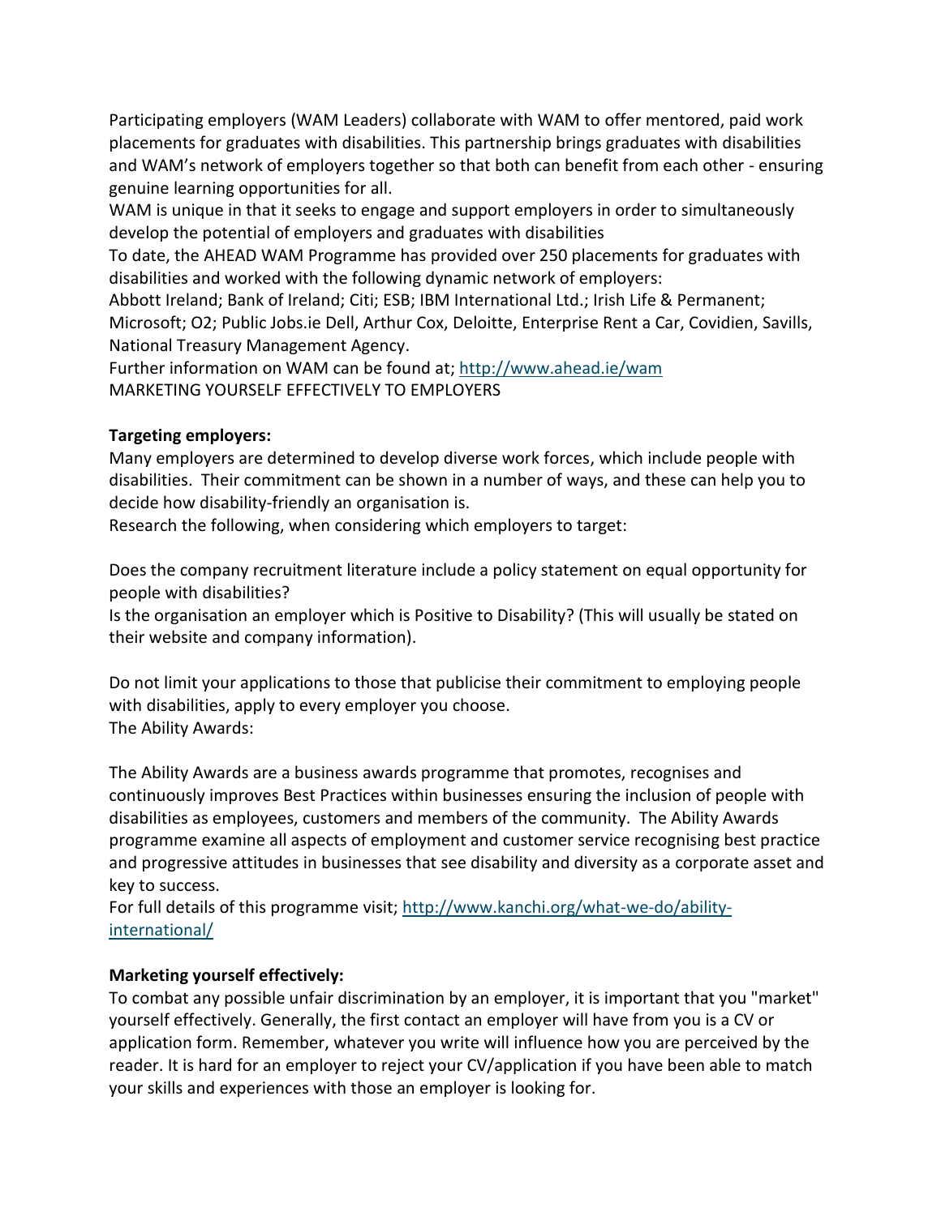Participating employers (WAM Leaders) collaborate with WAM to offer mentored, paid work placements for graduates with disabilities. This partnership brings graduates with disabilities and WAM's network of employers together so that both can benefit from each other - ensuring genuine learning opportunities for all.

WAM is unique in that it seeks to engage and support employers in order to simultaneously develop the potential of employers and graduates with disabilities

To date, the AHEAD WAM Programme has provided over 250 placements for graduates with disabilities and worked with the following dynamic network of employers:

Abbott Ireland; Bank of Ireland; Citi; ESB; IBM International Ltd.; Irish Life & Permanent; Microsoft; O2; Public Jobs.ie Dell, Arthur Cox, Deloitte, Enterprise Rent a Car, Covidien, Savills, National Treasury Management Agency.

Further information on WAM can be found at; http://www.ahead.ie/wam

MARKETING YOURSELF EFFECTIVELY TO EMPLOYERS

**Targeting employers:**

Many employers are determined to develop diverse work forces, which include people with disabilities. Their commitment can be shown in a number of ways, and these can help you to decide how disability-friendly an organisation is.

Research the following, when considering which employers to target:

Does the company recruitment literature include a policy statement on equal opportunity for people with disabilities?

Is the organisation an employer which is Positive to Disability? (This will usually be stated on their website and company information).

Do not limit your applications to those that publicise their commitment to employing people with disabilities, apply to every employer you choose.

The Ability Awards:

The Ability Awards are a business awards programme that promotes, recognises and continuously improves Best Practices within businesses ensuring the inclusion of people with disabilities as employees, customers and members of the community. The Ability Awards programme examine all aspects of employment and customer service recognising best practice and progressive attitudes in businesses that see disability and diversity as a corporate asset and key to success.

For full details of this programme visit; http://www.kanchi.org/what-we-do/ability-international/

**Marketing yourself effectively:**

To combat any possible unfair discrimination by an employer, it is important that you "market" yourself effectively. Generally, the first contact an employer will have from you is a CV or application form. Remember, whatever you write will influence how you are perceived by the reader. It is hard for an employer to reject your CV/application if you have been able to match your skills and experiences with those an employer is looking for.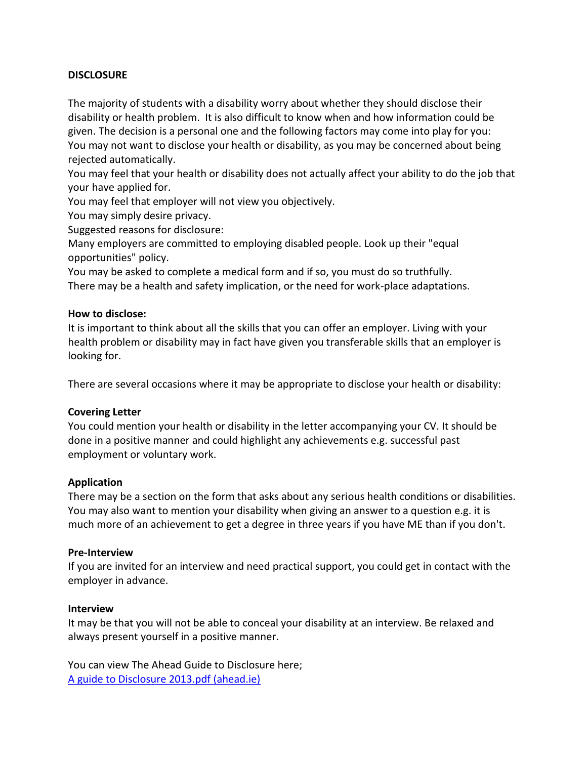**DISCLOSURE**

The majority of students with a disability worry about whether they should disclose their disability or health problem. It is also difficult to know when and how information could be given. The decision is a personal one and the following factors may come into play for you:
You may not want to disclose your health or disability, as you may be concerned about being rejected automatically.
You may feel that your health or disability does not actually affect your ability to do the job that your have applied for.
You may feel that employer will not view you objectively.
You may simply desire privacy.
Suggested reasons for disclosure:
Many employers are committed to employing disabled people. Look up their "equal opportunities" policy.
You may be asked to complete a medical form and if so, you must do so truthfully.
There may be a health and safety implication, or the need for work-place adaptations.

**How to disclose:**
It is important to think about all the skills that you can offer an employer. Living with your health problem or disability may in fact have given you transferable skills that an employer is looking for.

There are several occasions where it may be appropriate to disclose your health or disability:

**Covering Letter**
You could mention your health or disability in the letter accompanying your CV. It should be done in a positive manner and could highlight any achievements e.g. successful past employment or voluntary work.

**Application**
There may be a section on the form that asks about any serious health conditions or disabilities. You may also want to mention your disability when giving an answer to a question e.g. it is much more of an achievement to get a degree in three years if you have ME than if you don't.

**Pre-Interview**
If you are invited for an interview and need practical support, you could get in contact with the employer in advance.

**Interview**
It may be that you will not be able to conceal your disability at an interview. Be relaxed and always present yourself in a positive manner.

You can view The Ahead Guide to Disclosure here;
A guide to Disclosure 2013.pdf (ahead.ie)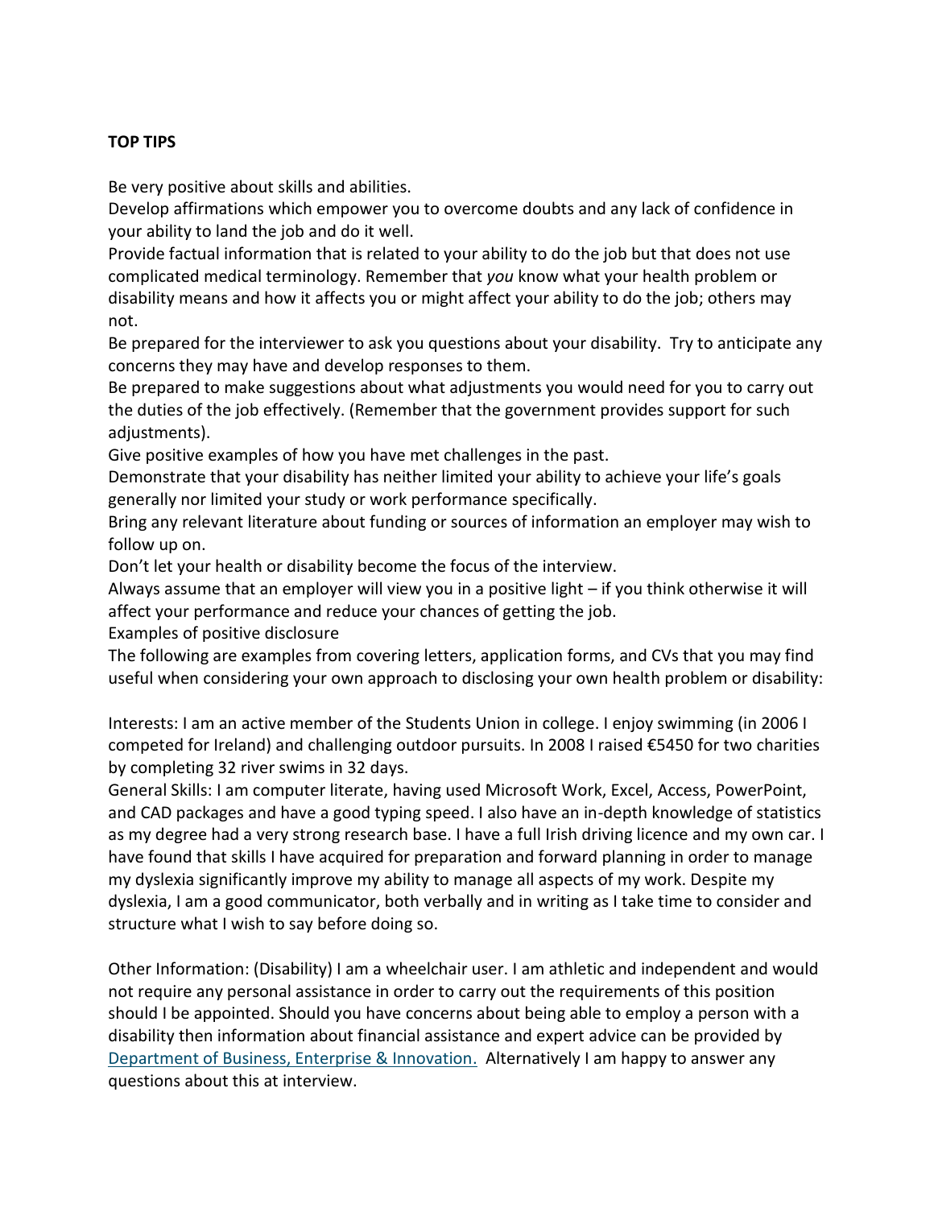**TOP TIPS**

Be very positive about skills and abilities.

Develop affirmations which empower you to overcome doubts and any lack of confidence in your ability to land the job and do it well.

Provide factual information that is related to your ability to do the job but that does not use complicated medical terminology. Remember that *you* know what your health problem or disability means and how it affects you or might affect your ability to do the job; others may not.

Be prepared for the interviewer to ask you questions about your disability. Try to anticipate any concerns they may have and develop responses to them.

Be prepared to make suggestions about what adjustments you would need for you to carry out the duties of the job effectively. (Remember that the government provides support for such adjustments).

Give positive examples of how you have met challenges in the past.

Demonstrate that your disability has neither limited your ability to achieve your life's goals generally nor limited your study or work performance specifically.

Bring any relevant literature about funding or sources of information an employer may wish to follow up on.

Don't let your health or disability become the focus of the interview.

Always assume that an employer will view you in a positive light – if you think otherwise it will affect your performance and reduce your chances of getting the job.

Examples of positive disclosure

The following are examples from covering letters, application forms, and CVs that you may find useful when considering your own approach to disclosing your own health problem or disability:

Interests: I am an active member of the Students Union in college. I enjoy swimming (in 2006 I competed for Ireland) and challenging outdoor pursuits. In 2008 I raised €5450 for two charities by completing 32 river swims in 32 days.

General Skills: I am computer literate, having used Microsoft Work, Excel, Access, PowerPoint, and CAD packages and have a good typing speed. I also have an in-depth knowledge of statistics as my degree had a very strong research base. I have a full Irish driving licence and my own car. I have found that skills I have acquired for preparation and forward planning in order to manage my dyslexia significantly improve my ability to manage all aspects of my work. Despite my dyslexia, I am a good communicator, both verbally and in writing as I take time to consider and structure what I wish to say before doing so.

Other Information: (Disability) I am a wheelchair user. I am athletic and independent and would not require any personal assistance in order to carry out the requirements of this position should I be appointed. Should you have concerns about being able to employ a person with a disability then information about financial assistance and expert advice can be provided by Department of Business, Enterprise & Innovation. Alternatively I am happy to answer any questions about this at interview.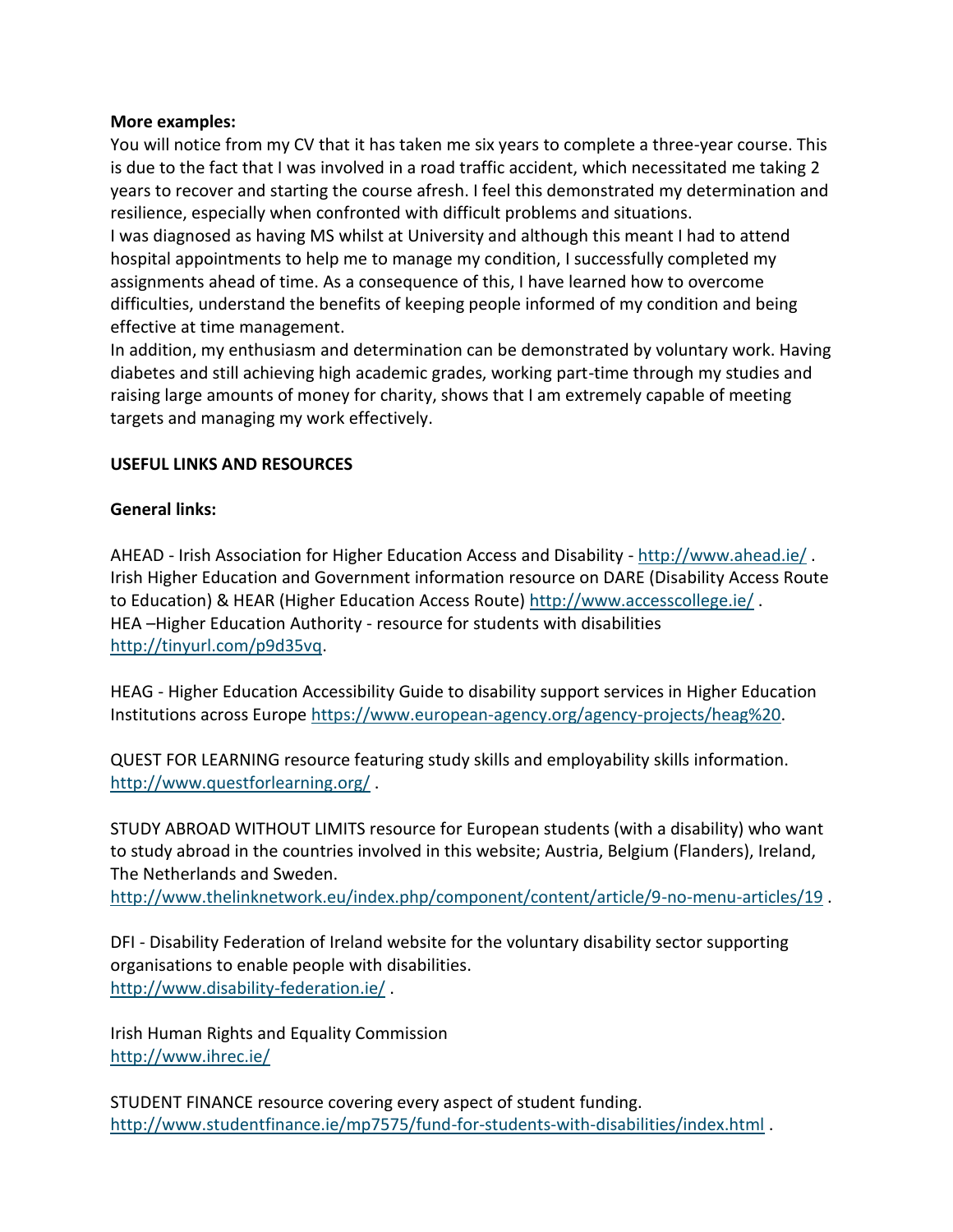**More examples:**

You will notice from my CV that it has taken me six years to complete a three-year course. This is due to the fact that I was involved in a road traffic accident, which necessitated me taking 2 years to recover and starting the course afresh. I feel this demonstrated my determination and resilience, especially when confronted with difficult problems and situations.

I was diagnosed as having MS whilst at University and although this meant I had to attend hospital appointments to help me to manage my condition, I successfully completed my assignments ahead of time. As a consequence of this, I have learned how to overcome difficulties, understand the benefits of keeping people informed of my condition and being effective at time management.

In addition, my enthusiasm and determination can be demonstrated by voluntary work. Having diabetes and still achieving high academic grades, working part-time through my studies and raising large amounts of money for charity, shows that I am extremely capable of meeting targets and managing my work effectively.

**USEFUL LINKS AND RESOURCES**

**General links:**

AHEAD - Irish Association for Higher Education Access and Disability - http://www.ahead.ie/ .
Irish Higher Education and Government information resource on DARE (Disability Access Route to Education) & HEAR (Higher Education Access Route) http://www.accesscollege.ie/ .
HEA –Higher Education Authority - resource for students with disabilities http://tinyurl.com/p9d35vq.

HEAG - Higher Education Accessibility Guide to disability support services in Higher Education Institutions across Europe https://www.european-agency.org/agency-projects/heag%20.

QUEST FOR LEARNING resource featuring study skills and employability skills information. http://www.questforlearning.org/ .

STUDY ABROAD WITHOUT LIMITS resource for European students (with a disability) who want to study abroad in the countries involved in this website; Austria, Belgium (Flanders), Ireland, The Netherlands and Sweden.
http://www.thelinknetwork.eu/index.php/component/content/article/9-no-menu-articles/19 .

DFI - Disability Federation of Ireland website for the voluntary disability sector supporting organisations to enable people with disabilities.
http://www.disability-federation.ie/ .

Irish Human Rights and Equality Commission
http://www.ihrec.ie/

STUDENT FINANCE resource covering every aspect of student funding.
http://www.studentfinance.ie/mp7575/fund-for-students-with-disabilities/index.html .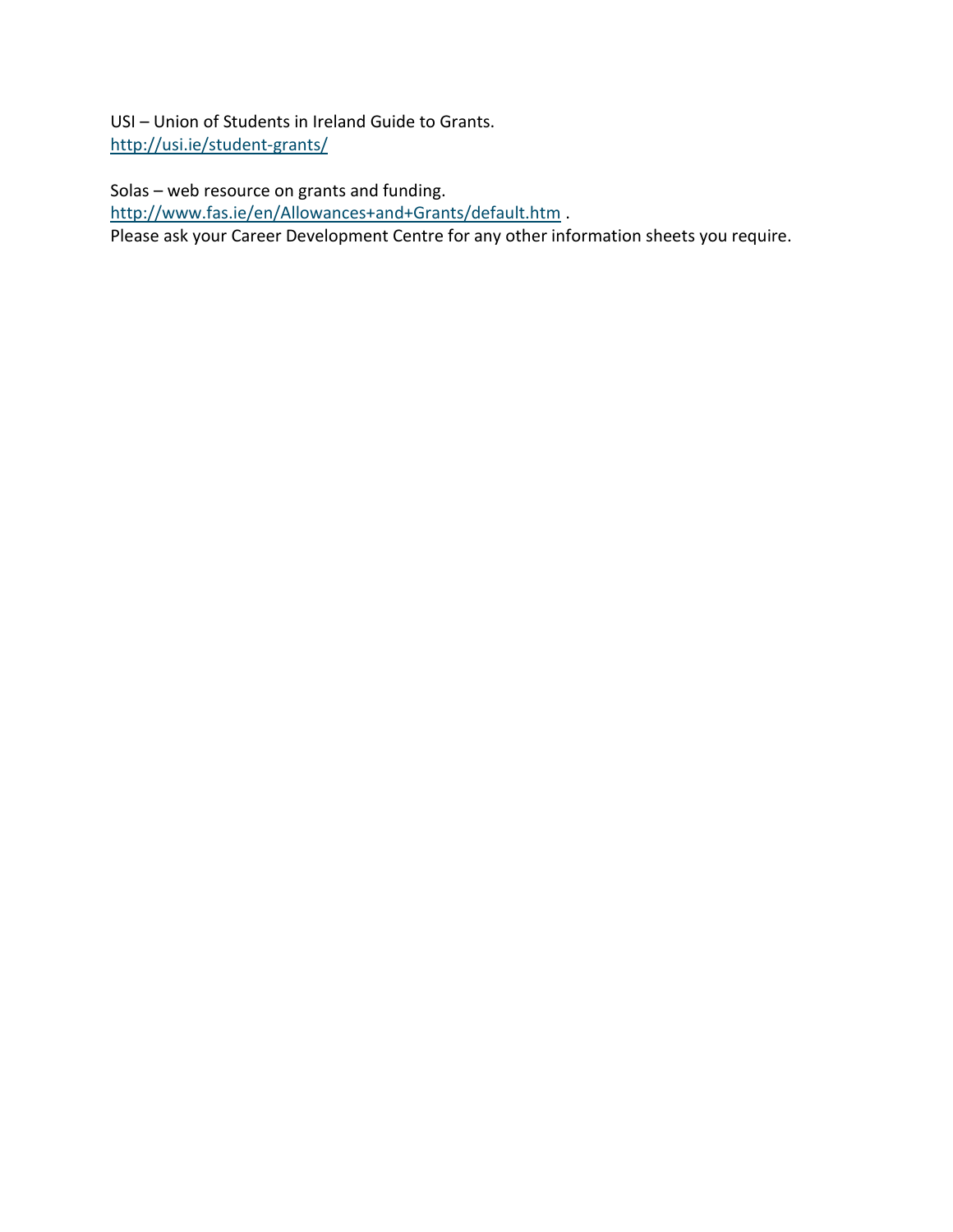USI – Union of Students in Ireland Guide to Grants.
http://usi.ie/student-grants/

Solas – web resource on grants and funding.
http://www.fas.ie/en/Allowances+and+Grants/default.htm .
Please ask your Career Development Centre for any other information sheets you require.